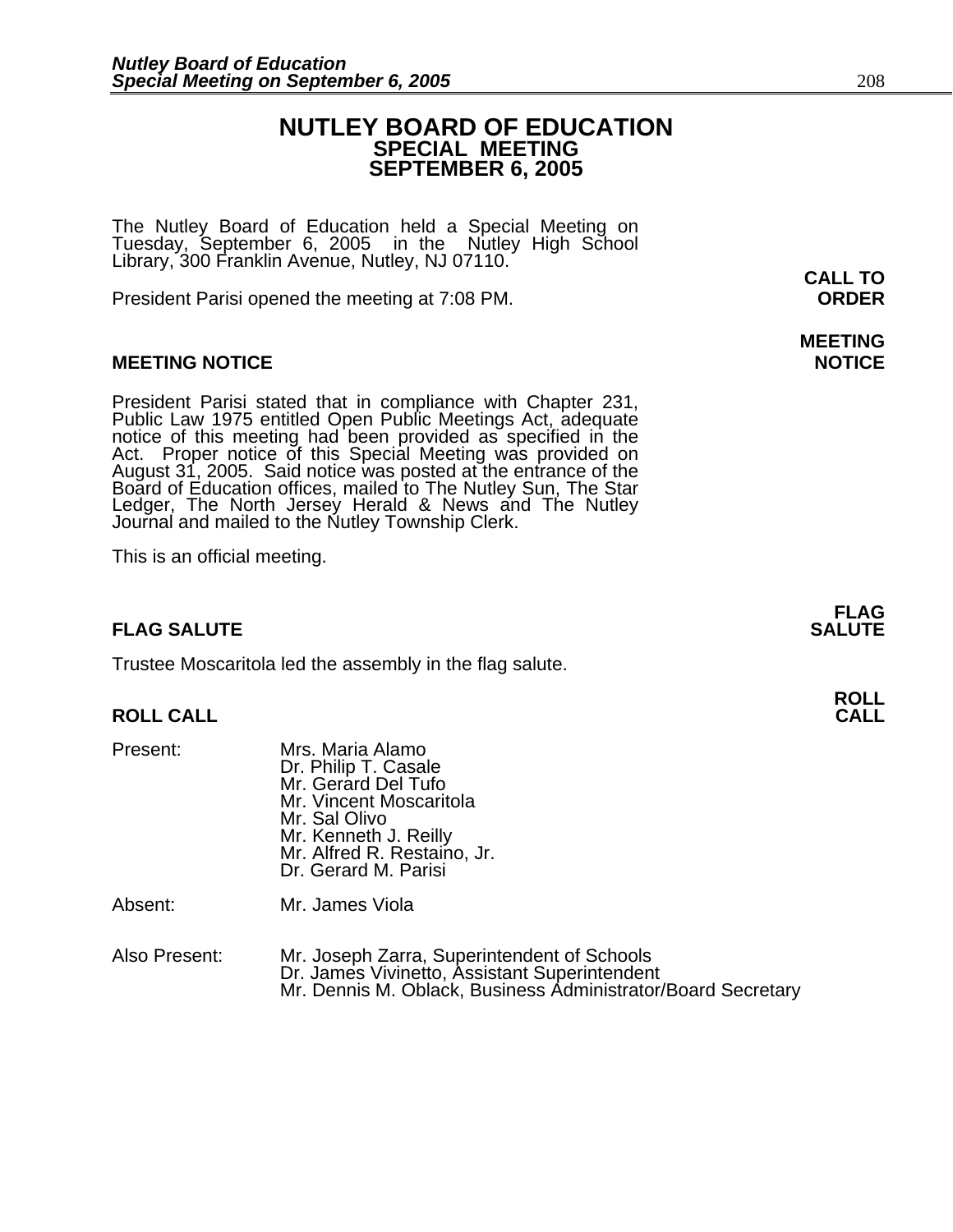# NUTLEY BOARD OF EDUCATION
## SPECIAL MEETING
## SEPTEMBER 6, 2005

The Nutley Board of Education held a Special Meeting on Tuesday, September 6, 2005 in the Nutley High School Library, 300 Franklin Avenue, Nutley, NJ 07110.

**CALL TO ORDER**

President Parisi opened the meeting at 7:08 PM.

### MEETING NOTICE

President Parisi stated that in compliance with Chapter 231, Public Law 1975 entitled Open Public Meetings Act, adequate notice of this meeting had been provided as specified in the Act. Proper notice of this Special Meeting was provided on August 31, 2005. Said notice was posted at the entrance of the Board of Education offices, mailed to The Nutley Sun, The Star Ledger, The North Jersey Herald & News and The Nutley Journal and mailed to the Nutley Township Clerk.

This is an official meeting.

### FLAG SALUTE

Trustee Moscaritola led the assembly in the flag salute.

### ROLL CALL

Present:
- Mrs. Maria Alamo
- Dr. Philip T. Casale
- Mr. Gerard Del Tufo
- Mr. Vincent Moscaritola
- Mr. Sal Olivo
- Mr. Kenneth J. Reilly
- Mr. Alfred R. Restaino, Jr.
- Dr. Gerard M. Parisi

Absent:
- Mr. James Viola

Also Present:
- Mr. Joseph Zarra, Superintendent of Schools
- Dr. James Vivinetto, Assistant Superintendent
- Mr. Dennis M. Oblack, Business Administrator/Board Secretary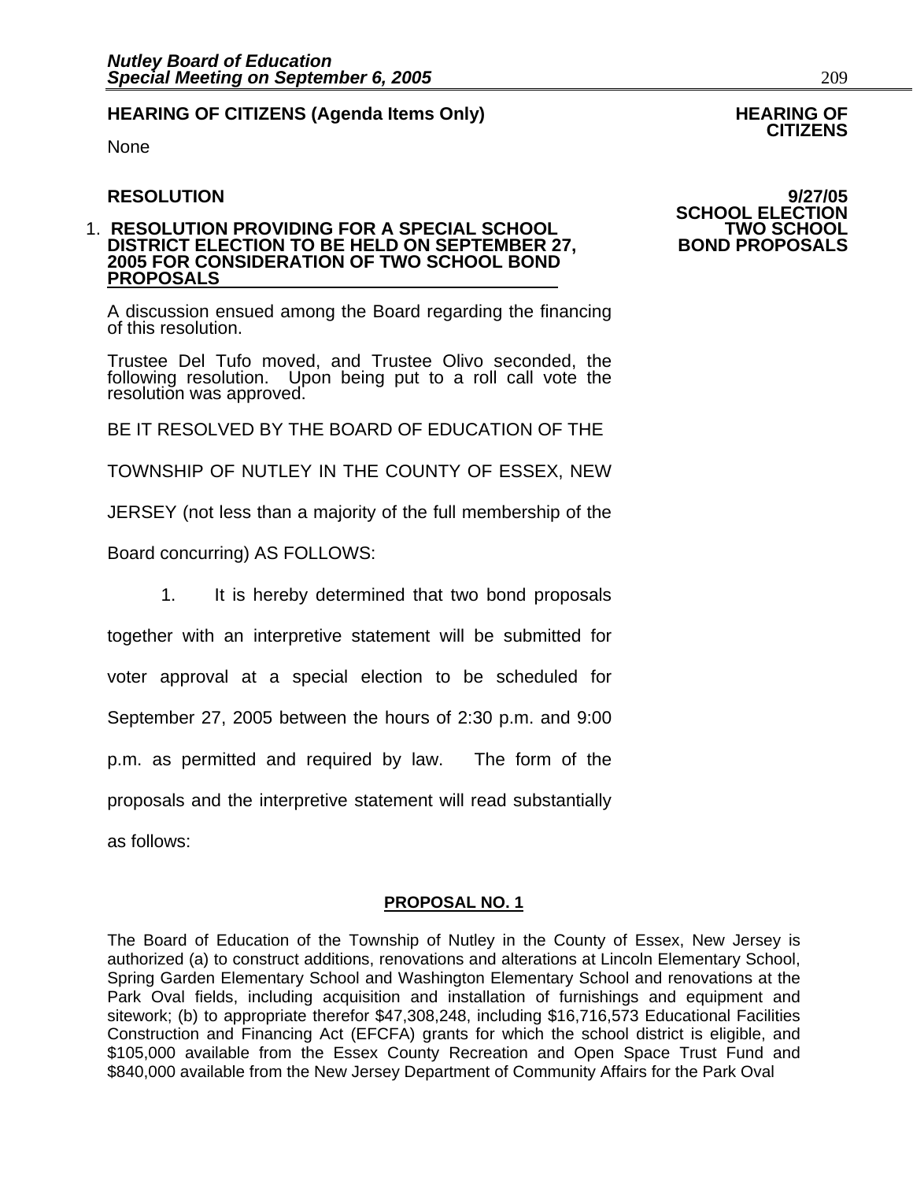**HEARING OF CITIZENS (Agenda Items Only)**

**HEARING OF CITIZENS**

None

**RESOLUTION**

**9/27/05 SCHOOL ELECTION TWO SCHOOL BOND PROPOSALS**

1. **RESOLUTION PROVIDING FOR A SPECIAL SCHOOL DISTRICT ELECTION TO BE HELD ON SEPTEMBER 27, 2005 FOR CONSIDERATION OF TWO SCHOOL BOND PROPOSALS**

A discussion ensued among the Board regarding the financing of this resolution.

Trustee Del Tufo moved, and Trustee Olivo seconded, the following resolution. Upon being put to a roll call vote the resolution was approved.

BE IT RESOLVED BY THE BOARD OF EDUCATION OF THE TOWNSHIP OF NUTLEY IN THE COUNTY OF ESSEX, NEW JERSEY (not less than a majority of the full membership of the Board concurring) AS FOLLOWS:

1. It is hereby determined that two bond proposals together with an interpretive statement will be submitted for voter approval at a special election to be scheduled for September 27, 2005 between the hours of 2:30 p.m. and 9:00 p.m. as permitted and required by law. The form of the proposals and the interpretive statement will read substantially as follows:

**PROPOSAL NO. 1**

The Board of Education of the Township of Nutley in the County of Essex, New Jersey is authorized (a) to construct additions, renovations and alterations at Lincoln Elementary School, Spring Garden Elementary School and Washington Elementary School and renovations at the Park Oval fields, including acquisition and installation of furnishings and equipment and sitework; (b) to appropriate therefor $47,308,248, including $16,716,573 Educational Facilities Construction and Financing Act (EFCFA) grants for which the school district is eligible, and $105,000 available from the Essex County Recreation and Open Space Trust Fund and $840,000 available from the New Jersey Department of Community Affairs for the Park Oval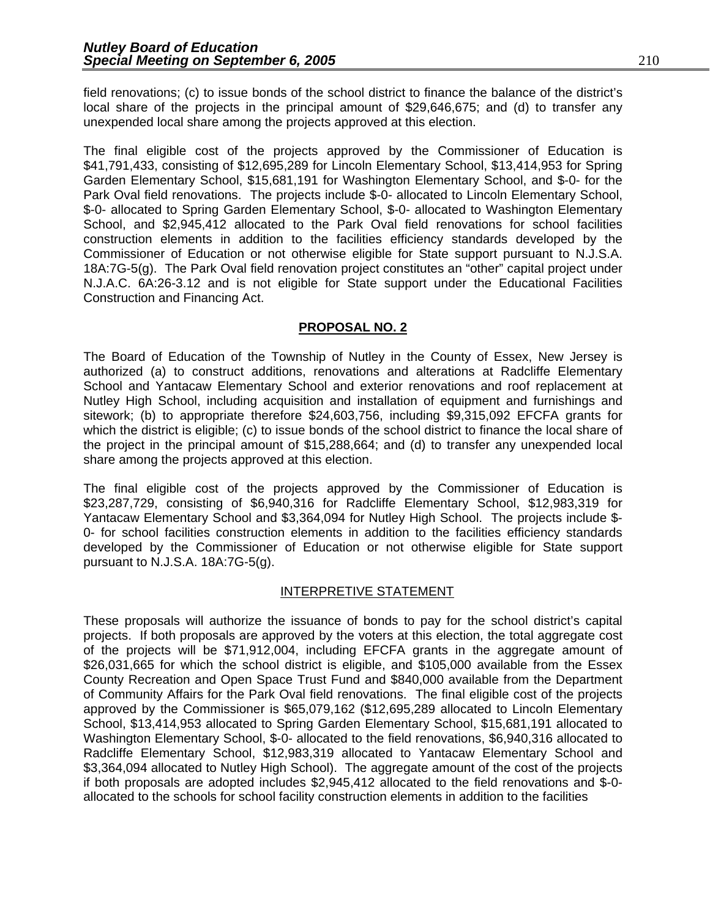field renovations; (c) to issue bonds of the school district to finance the balance of the district's local share of the projects in the principal amount of $29,646,675; and (d) to transfer any unexpended local share among the projects approved at this election.

The final eligible cost of the projects approved by the Commissioner of Education is $41,791,433, consisting of $12,695,289 for Lincoln Elementary School, $13,414,953 for Spring Garden Elementary School, $15,681,191 for Washington Elementary School, and $-0- for the Park Oval field renovations. The projects include $-0- allocated to Lincoln Elementary School, $-0- allocated to Spring Garden Elementary School, $-0- allocated to Washington Elementary School, and $2,945,412 allocated to the Park Oval field renovations for school facilities construction elements in addition to the facilities efficiency standards developed by the Commissioner of Education or not otherwise eligible for State support pursuant to N.J.S.A. 18A:7G-5(g). The Park Oval field renovation project constitutes an "other" capital project under N.J.A.C. 6A:26-3.12 and is not eligible for State support under the Educational Facilities Construction and Financing Act.

## PROPOSAL NO. 2

The Board of Education of the Township of Nutley in the County of Essex, New Jersey is authorized (a) to construct additions, renovations and alterations at Radcliffe Elementary School and Yantacaw Elementary School and exterior renovations and roof replacement at Nutley High School, including acquisition and installation of equipment and furnishings and sitework; (b) to appropriate therefore $24,603,756, including $9,315,092 EFCFA grants for which the district is eligible; (c) to issue bonds of the school district to finance the local share of the project in the principal amount of $15,288,664; and (d) to transfer any unexpended local share among the projects approved at this election.

The final eligible cost of the projects approved by the Commissioner of Education is $23,287,729, consisting of $6,940,316 for Radcliffe Elementary School, $12,983,319 for Yantacaw Elementary School and $3,364,094 for Nutley High School. The projects include $-0- for school facilities construction elements in addition to the facilities efficiency standards developed by the Commissioner of Education or not otherwise eligible for State support pursuant to N.J.S.A. 18A:7G-5(g).

## INTERPRETIVE STATEMENT

These proposals will authorize the issuance of bonds to pay for the school district's capital projects. If both proposals are approved by the voters at this election, the total aggregate cost of the projects will be $71,912,004, including EFCFA grants in the aggregate amount of $26,031,665 for which the school district is eligible, and $105,000 available from the Essex County Recreation and Open Space Trust Fund and $840,000 available from the Department of Community Affairs for the Park Oval field renovations. The final eligible cost of the projects approved by the Commissioner is $65,079,162 ($12,695,289 allocated to Lincoln Elementary School, $13,414,953 allocated to Spring Garden Elementary School, $15,681,191 allocated to Washington Elementary School, $-0- allocated to the field renovations, $6,940,316 allocated to Radcliffe Elementary School, $12,983,319 allocated to Yantacaw Elementary School and $3,364,094 allocated to Nutley High School). The aggregate amount of the cost of the projects if both proposals are adopted includes $2,945,412 allocated to the field renovations and $-0- allocated to the schools for school facility construction elements in addition to the facilities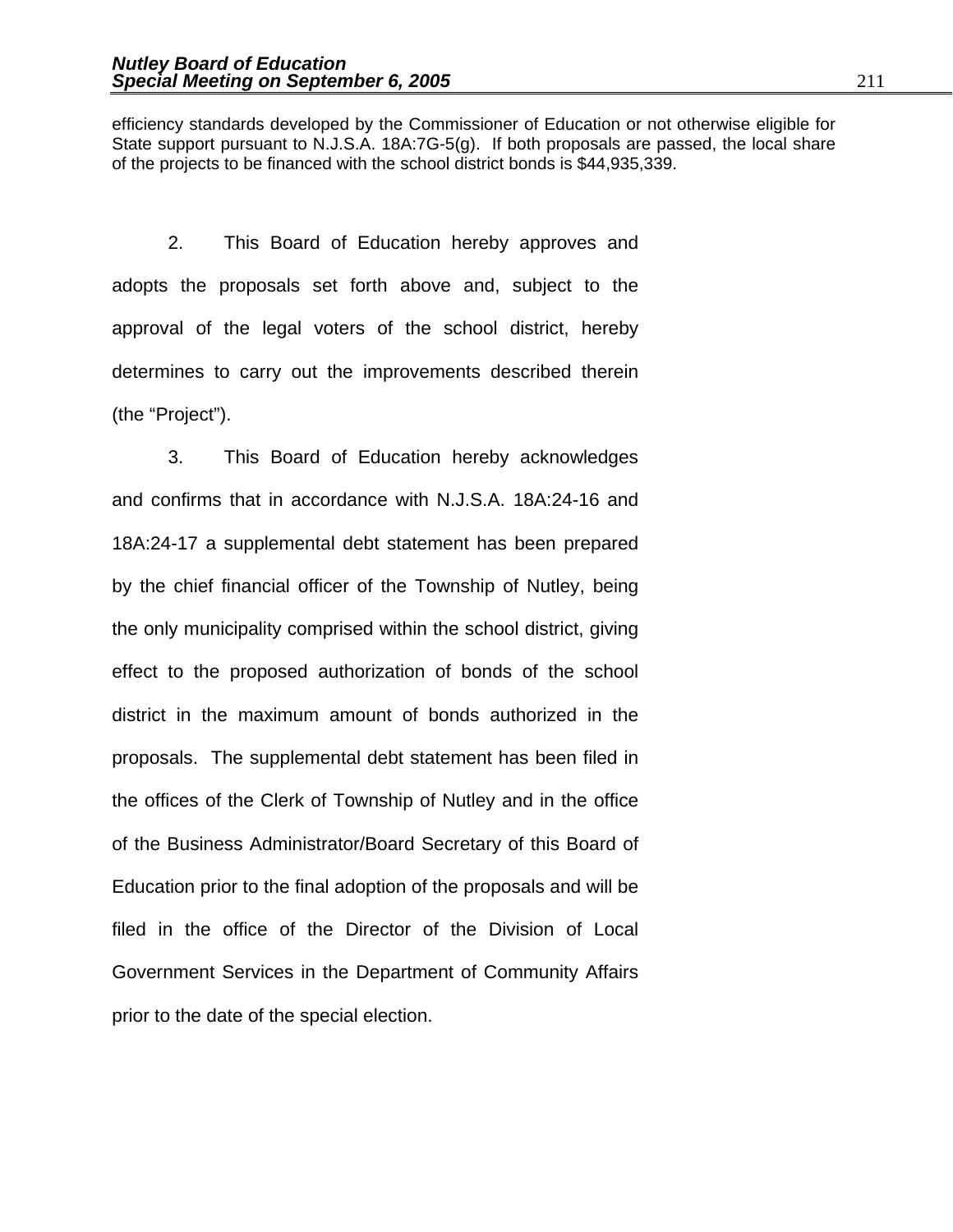efficiency standards developed by the Commissioner of Education or not otherwise eligible for State support pursuant to N.J.S.A. 18A:7G-5(g). If both proposals are passed, the local share of the projects to be financed with the school district bonds is $44,935,339.

2. This Board of Education hereby approves and adopts the proposals set forth above and, subject to the approval of the legal voters of the school district, hereby determines to carry out the improvements described therein (the "Project").

3. This Board of Education hereby acknowledges and confirms that in accordance with N.J.S.A. 18A:24-16 and 18A:24-17 a supplemental debt statement has been prepared by the chief financial officer of the Township of Nutley, being the only municipality comprised within the school district, giving effect to the proposed authorization of bonds of the school district in the maximum amount of bonds authorized in the proposals. The supplemental debt statement has been filed in the offices of the Clerk of Township of Nutley and in the office of the Business Administrator/Board Secretary of this Board of Education prior to the final adoption of the proposals and will be filed in the office of the Director of the Division of Local Government Services in the Department of Community Affairs prior to the date of the special election.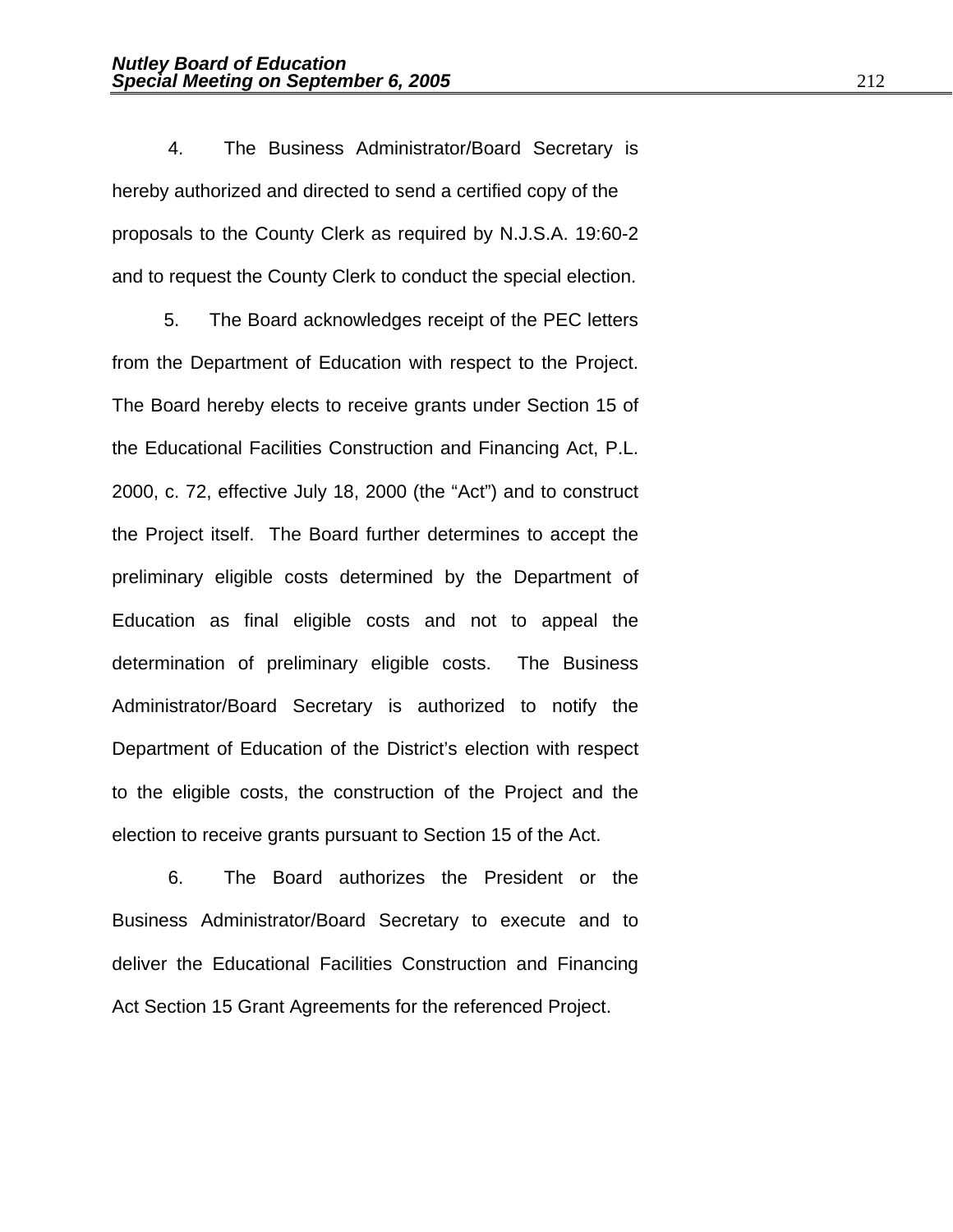4. The Business Administrator/Board Secretary is hereby authorized and directed to send a certified copy of the proposals to the County Clerk as required by N.J.S.A. 19:60-2 and to request the County Clerk to conduct the special election.

5. The Board acknowledges receipt of the PEC letters from the Department of Education with respect to the Project. The Board hereby elects to receive grants under Section 15 of the Educational Facilities Construction and Financing Act, P.L. 2000, c. 72, effective July 18, 2000 (the "Act") and to construct the Project itself. The Board further determines to accept the preliminary eligible costs determined by the Department of Education as final eligible costs and not to appeal the determination of preliminary eligible costs. The Business Administrator/Board Secretary is authorized to notify the Department of Education of the District's election with respect to the eligible costs, the construction of the Project and the election to receive grants pursuant to Section 15 of the Act.

6. The Board authorizes the President or the Business Administrator/Board Secretary to execute and to deliver the Educational Facilities Construction and Financing Act Section 15 Grant Agreements for the referenced Project.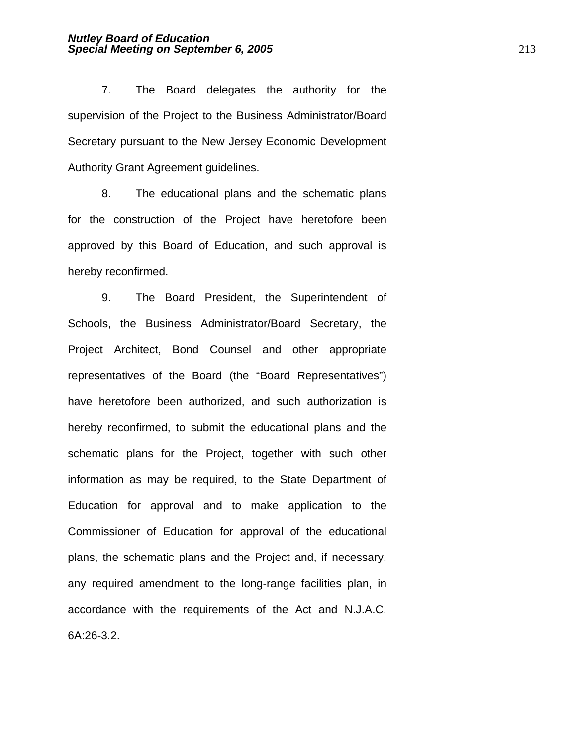7. The Board delegates the authority for the supervision of the Project to the Business Administrator/Board Secretary pursuant to the New Jersey Economic Development Authority Grant Agreement guidelines.

8. The educational plans and the schematic plans for the construction of the Project have heretofore been approved by this Board of Education, and such approval is hereby reconfirmed.

9. The Board President, the Superintendent of Schools, the Business Administrator/Board Secretary, the Project Architect, Bond Counsel and other appropriate representatives of the Board (the "Board Representatives") have heretofore been authorized, and such authorization is hereby reconfirmed, to submit the educational plans and the schematic plans for the Project, together with such other information as may be required, to the State Department of Education for approval and to make application to the Commissioner of Education for approval of the educational plans, the schematic plans and the Project and, if necessary, any required amendment to the long-range facilities plan, in accordance with the requirements of the Act and N.J.A.C. 6A:26-3.2.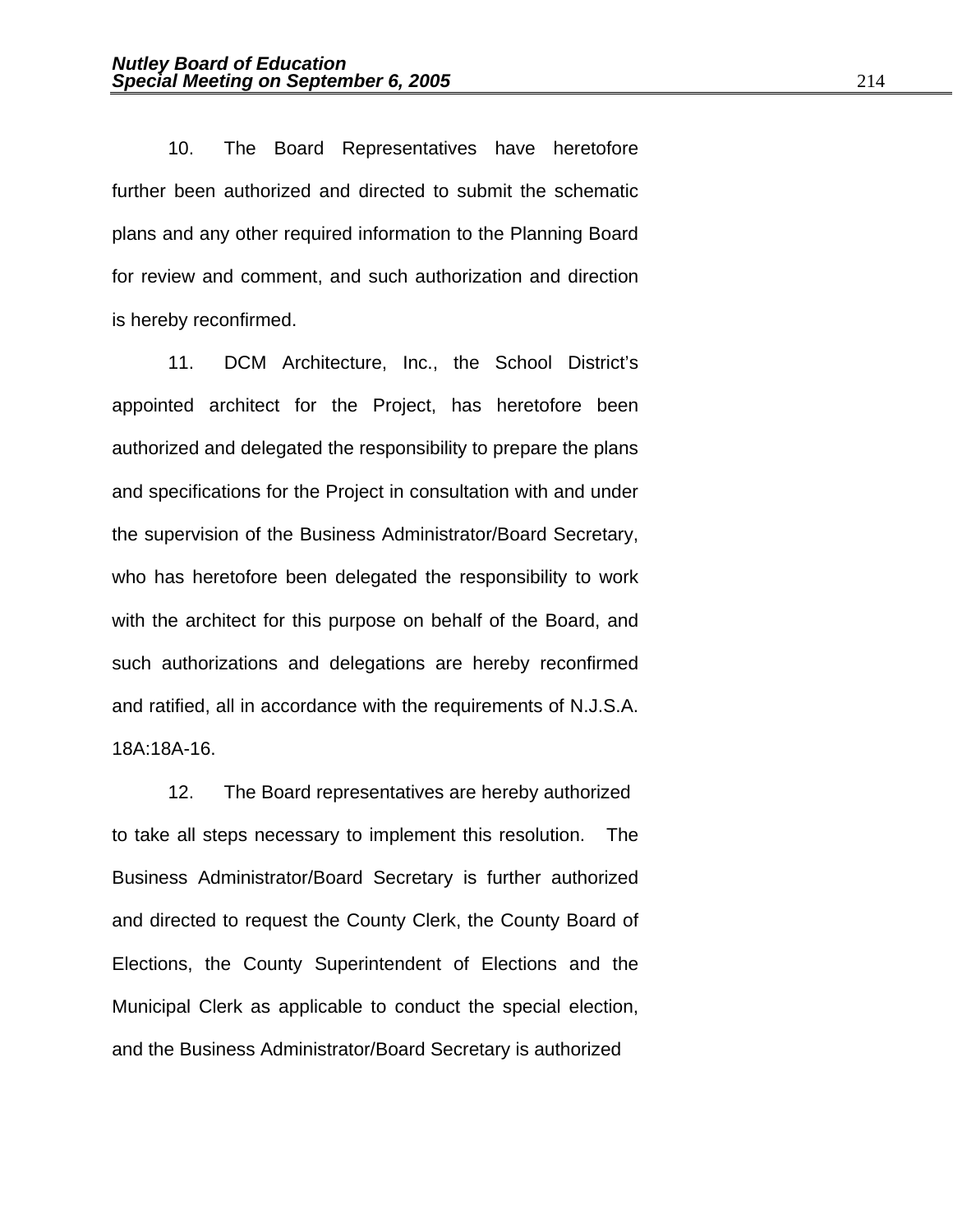10. The Board Representatives have heretofore further been authorized and directed to submit the schematic plans and any other required information to the Planning Board for review and comment, and such authorization and direction is hereby reconfirmed.

11. DCM Architecture, Inc., the School District's appointed architect for the Project, has heretofore been authorized and delegated the responsibility to prepare the plans and specifications for the Project in consultation with and under the supervision of the Business Administrator/Board Secretary, who has heretofore been delegated the responsibility to work with the architect for this purpose on behalf of the Board, and such authorizations and delegations are hereby reconfirmed and ratified, all in accordance with the requirements of N.J.S.A. 18A:18A-16.

12. The Board representatives are hereby authorized to take all steps necessary to implement this resolution. The Business Administrator/Board Secretary is further authorized and directed to request the County Clerk, the County Board of Elections, the County Superintendent of Elections and the Municipal Clerk as applicable to conduct the special election, and the Business Administrator/Board Secretary is authorized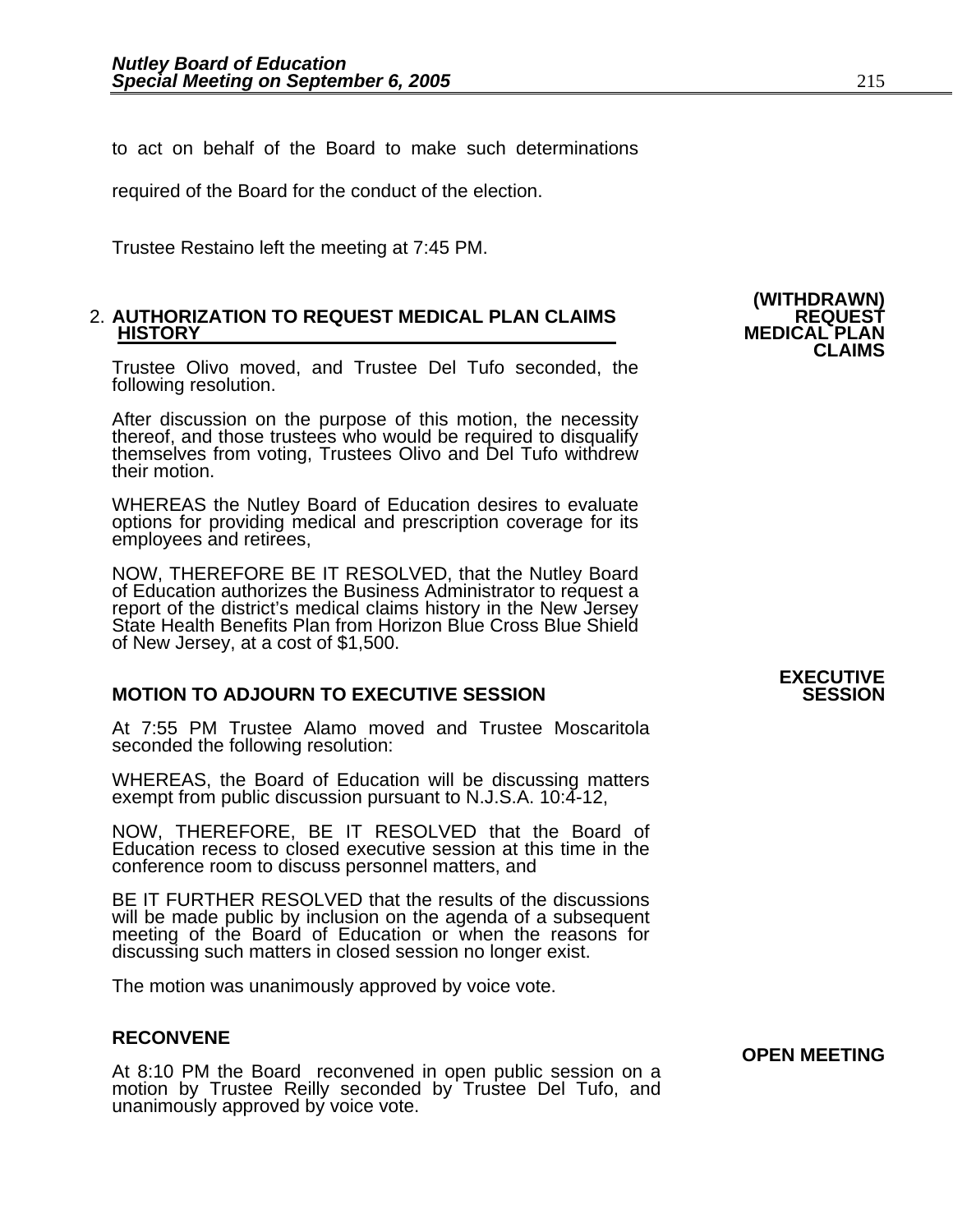to act on behalf of the Board to make such determinations required of the Board for the conduct of the election.

Trustee Restaino left the meeting at 7:45 PM.

**(WITHDRAWN) REQUEST MEDICAL PLAN CLAIMS**

2. **AUTHORIZATION TO REQUEST MEDICAL PLAN CLAIMS HISTORY**

Trustee Olivo moved, and Trustee Del Tufo seconded, the following resolution.

After discussion on the purpose of this motion, the necessity thereof, and those trustees who would be required to disqualify themselves from voting, Trustees Olivo and Del Tufo withdrew their motion.

WHEREAS the Nutley Board of Education desires to evaluate options for providing medical and prescription coverage for its employees and retirees,

NOW, THEREFORE BE IT RESOLVED, that the Nutley Board of Education authorizes the Business Administrator to request a report of the district's medical claims history in the New Jersey State Health Benefits Plan from Horizon Blue Cross Blue Shield of New Jersey, at a cost of $1,500.

**EXECUTIVE SESSION**

**MOTION TO ADJOURN TO EXECUTIVE SESSION**

At 7:55 PM Trustee Alamo moved and Trustee Moscaritola seconded the following resolution:

WHEREAS, the Board of Education will be discussing matters exempt from public discussion pursuant to N.J.S.A. 10:4-12,

NOW, THEREFORE, BE IT RESOLVED that the Board of Education recess to closed executive session at this time in the conference room to discuss personnel matters, and

BE IT FURTHER RESOLVED that the results of the discussions will be made public by inclusion on the agenda of a subsequent meeting of the Board of Education or when the reasons for discussing such matters in closed session no longer exist.

The motion was unanimously approved by voice vote.

**RECONVENE**

**OPEN MEETING**

At 8:10 PM the Board reconvened in open public session on a motion by Trustee Reilly seconded by Trustee Del Tufo, and unanimously approved by voice vote.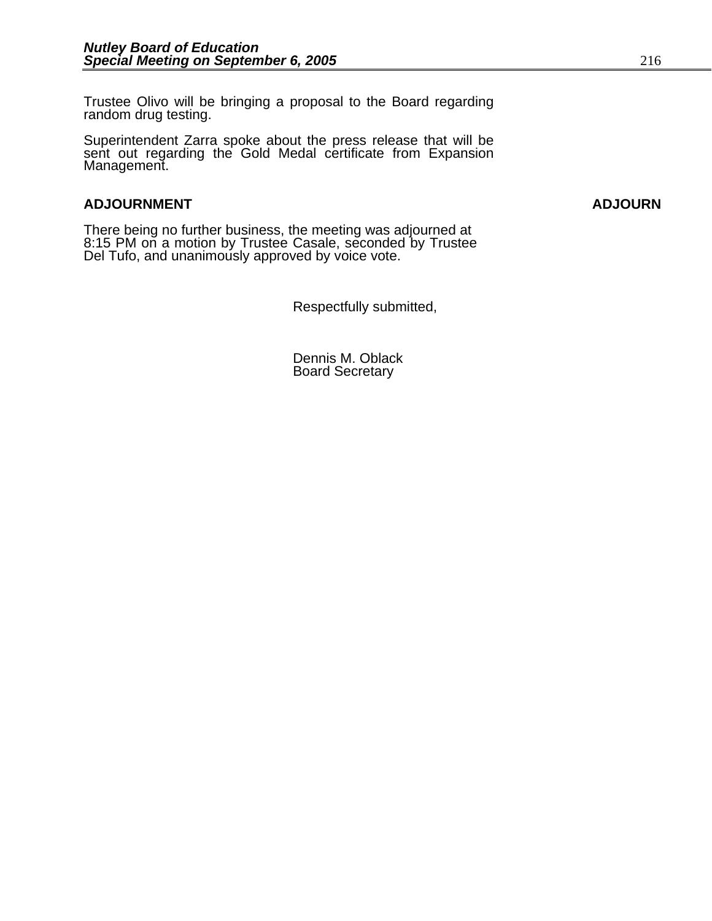Trustee Olivo will be bringing a proposal to the Board regarding random drug testing.

Superintendent Zarra spoke about the press release that will be sent out regarding the Gold Medal certificate from Expansion Management.

## ADJOURNMENT

**ADJOURN**

There being no further business, the meeting was adjourned at 8:15 PM on a motion by Trustee Casale, seconded by Trustee Del Tufo, and unanimously approved by voice vote.

Respectfully submitted,

Dennis M. Oblack
Board Secretary